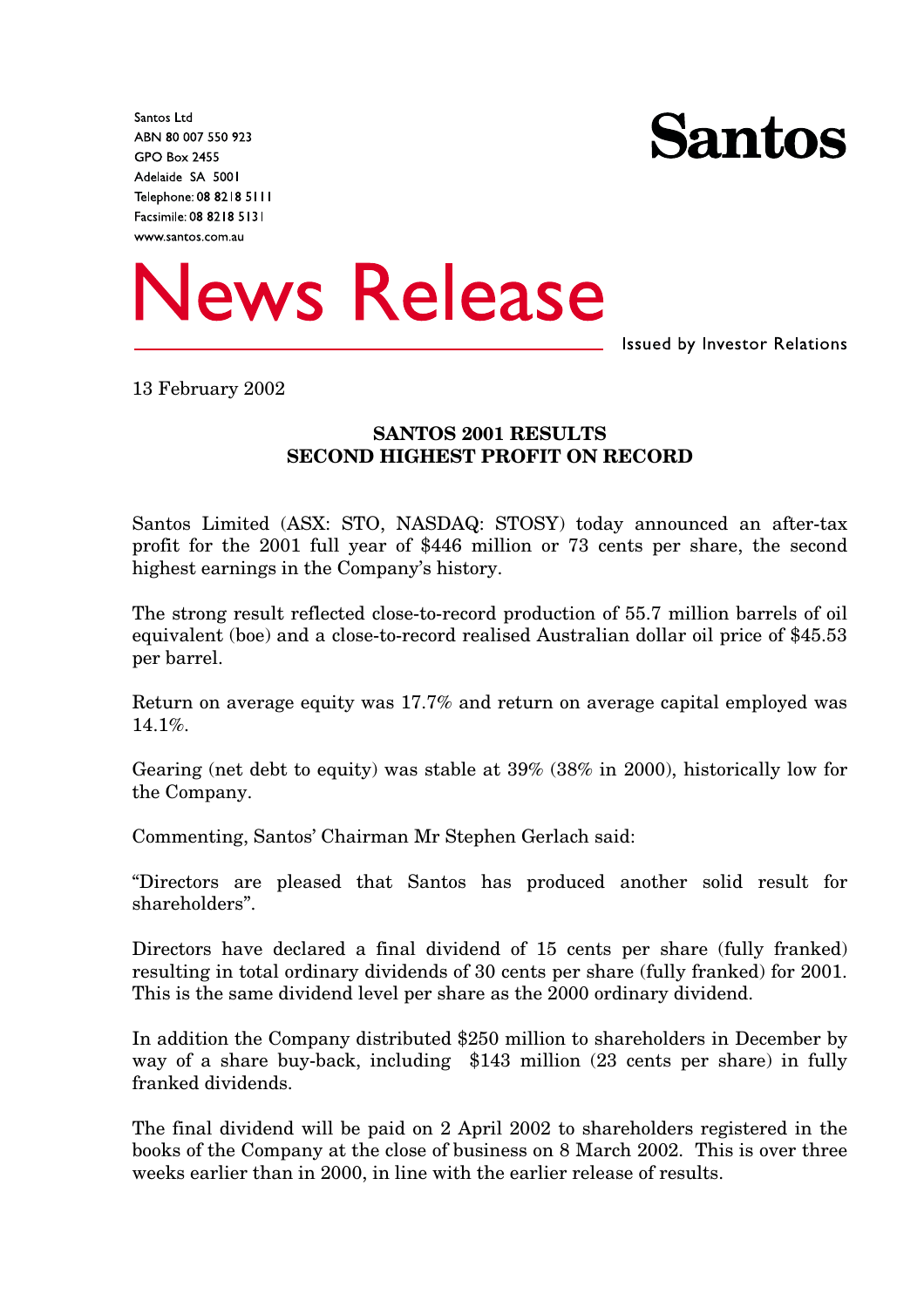Santos Ltd
ABN 80 007 550 923
GPO Box 2455
Adelaide SA 5001
Telephone: 08 8218 5111
Facsimile: 08 8218 5131
www.santos.com.au

**Santos**

# News Release

Issued by Investor Relations

13 February 2002

## SANTOS 2001 RESULTS
## SECOND HIGHEST PROFIT ON RECORD

Santos Limited (ASX: STO, NASDAQ: STOSY) today announced an after-tax profit for the 2001 full year of $446 million or 73 cents per share, the second highest earnings in the Company's history.

The strong result reflected close-to-record production of 55.7 million barrels of oil equivalent (boe) and a close-to-record realised Australian dollar oil price of $45.53 per barrel.

Return on average equity was 17.7% and return on average capital employed was 14.1%.

Gearing (net debt to equity) was stable at 39% (38% in 2000), historically low for the Company.

Commenting, Santos' Chairman Mr Stephen Gerlach said:

"Directors are pleased that Santos has produced another solid result for shareholders".

Directors have declared a final dividend of 15 cents per share (fully franked) resulting in total ordinary dividends of 30 cents per share (fully franked) for 2001. This is the same dividend level per share as the 2000 ordinary dividend.

In addition the Company distributed $250 million to shareholders in December by way of a share buy-back, including $143 million (23 cents per share) in fully franked dividends.

The final dividend will be paid on 2 April 2002 to shareholders registered in the books of the Company at the close of business on 8 March 2002. This is over three weeks earlier than in 2000, in line with the earlier release of results.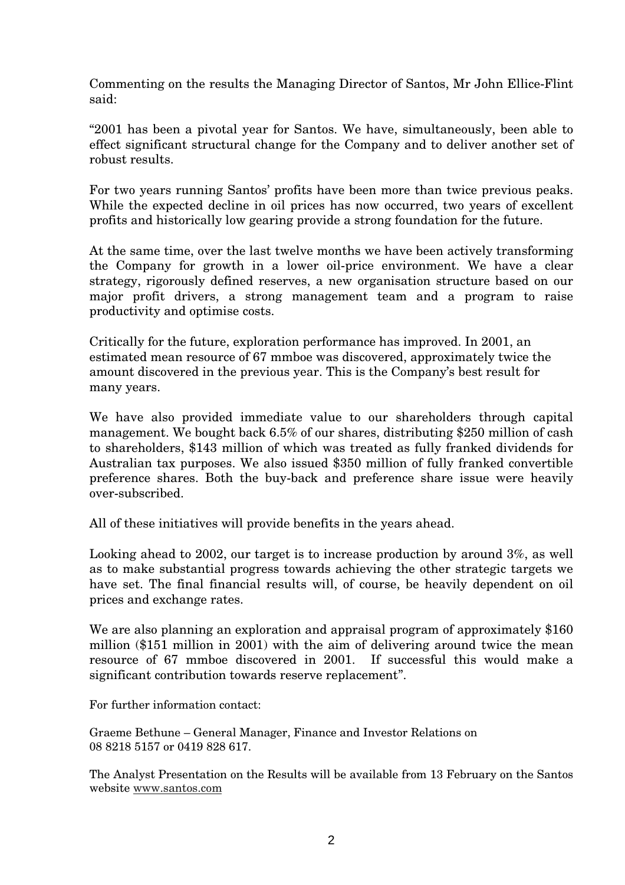Commenting on the results the Managing Director of Santos, Mr John Ellice-Flint said:

"2001 has been a pivotal year for Santos. We have, simultaneously, been able to effect significant structural change for the Company and to deliver another set of robust results.

For two years running Santos' profits have been more than twice previous peaks. While the expected decline in oil prices has now occurred, two years of excellent profits and historically low gearing provide a strong foundation for the future.

At the same time, over the last twelve months we have been actively transforming the Company for growth in a lower oil-price environment. We have a clear strategy, rigorously defined reserves, a new organisation structure based on our major profit drivers, a strong management team and a program to raise productivity and optimise costs.

Critically for the future, exploration performance has improved. In 2001, an estimated mean resource of 67 mmboe was discovered, approximately twice the amount discovered in the previous year. This is the Company's best result for many years.

We have also provided immediate value to our shareholders through capital management. We bought back 6.5% of our shares, distributing $250 million of cash to shareholders, $143 million of which was treated as fully franked dividends for Australian tax purposes. We also issued $350 million of fully franked convertible preference shares. Both the buy-back and preference share issue were heavily over-subscribed.

All of these initiatives will provide benefits in the years ahead.

Looking ahead to 2002, our target is to increase production by around 3%, as well as to make substantial progress towards achieving the other strategic targets we have set. The final financial results will, of course, be heavily dependent on oil prices and exchange rates.

We are also planning an exploration and appraisal program of approximately $160 million ($151 million in 2001) with the aim of delivering around twice the mean resource of 67 mmboe discovered in 2001. If successful this would make a significant contribution towards reserve replacement".

For further information contact:

Graeme Bethune – General Manager, Finance and Investor Relations on 08 8218 5157 or 0419 828 617.

The Analyst Presentation on the Results will be available from 13 February on the Santos website www.santos.com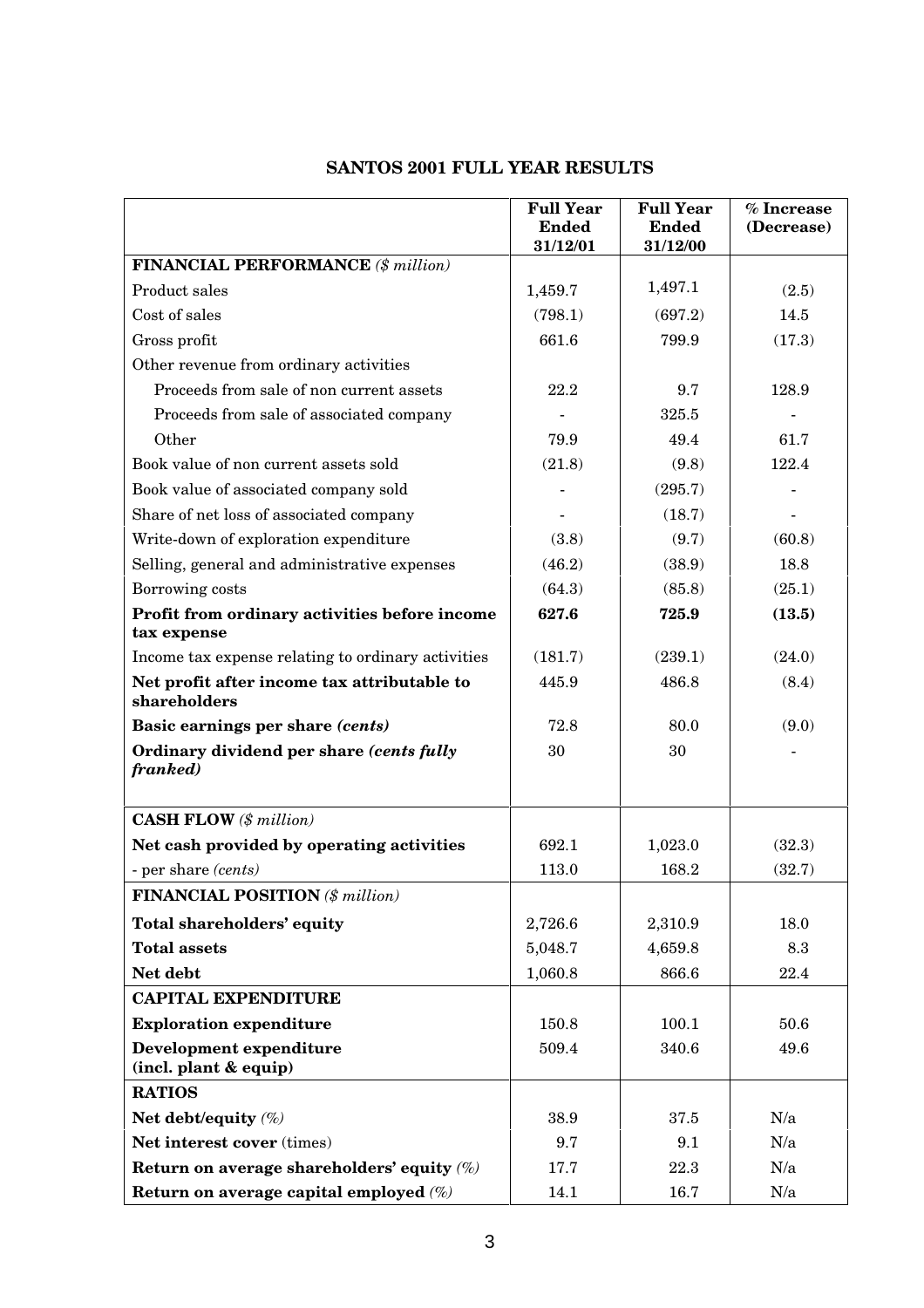# SANTOS 2001 FULL YEAR RESULTS

| | Full Year Ended 31/12/01 | Full Year Ended 31/12/00 | % Increase (Decrease) |
|---|---|---|---|
| **FINANCIAL PERFORMANCE** *($ million)* | | | |
| Product sales | 1,459.7 | 1,497.1 | (2.5) |
| Cost of sales | (798.1) | (697.2) | 14.5 |
| Gross profit | 661.6 | 799.9 | (17.3) |
| Other revenue from ordinary activities | | | |
| Proceeds from sale of non current assets | 22.2 | 9.7 | 128.9 |
| Proceeds from sale of associated company | - | 325.5 | - |
| Other | 79.9 | 49.4 | 61.7 |
| Book value of non current assets sold | (21.8) | (9.8) | 122.4 |
| Book value of associated company sold | - | (295.7) | - |
| Share of net loss of associated company | - | (18.7) | - |
| Write-down of exploration expenditure | (3.8) | (9.7) | (60.8) |
| Selling, general and administrative expenses | (46.2) | (38.9) | 18.8 |
| Borrowing costs | (64.3) | (85.8) | (25.1) |
| **Profit from ordinary activities before income tax expense** | **627.6** | **725.9** | **(13.5)** |
| Income tax expense relating to ordinary activities | (181.7) | (239.1) | (24.0) |
| **Net profit after income tax attributable to shareholders** | 445.9 | 486.8 | (8.4) |
| **Basic earnings per share *(cents)*** | 72.8 | 80.0 | (9.0) |
| **Ordinary dividend per share *(cents fully franked)*** | 30 | 30 | - |
| **CASH FLOW** *($ million)* | | | |
| **Net cash provided by operating activities** | 692.1 | 1,023.0 | (32.3) |
| - per share *(cents)* | 113.0 | 168.2 | (32.7) |
| **FINANCIAL POSITION** *($ million)* | | | |
| **Total shareholders' equity** | 2,726.6 | 2,310.9 | 18.0 |
| **Total assets** | 5,048.7 | 4,659.8 | 8.3 |
| **Net debt** | 1,060.8 | 866.6 | 22.4 |
| **CAPITAL EXPENDITURE** | | | |
| **Exploration expenditure** | 150.8 | 100.1 | 50.6 |
| **Development expenditure (incl. plant & equip)** | 509.4 | 340.6 | 49.6 |
| **RATIOS** | | | |
| **Net debt/equity** *(%)* | 38.9 | 37.5 | N/a |
| **Net interest cover** (times) | 9.7 | 9.1 | N/a |
| **Return on average shareholders' equity** *(%)* | 17.7 | 22.3 | N/a |
| **Return on average capital employed** *(%)* | 14.1 | 16.7 | N/a |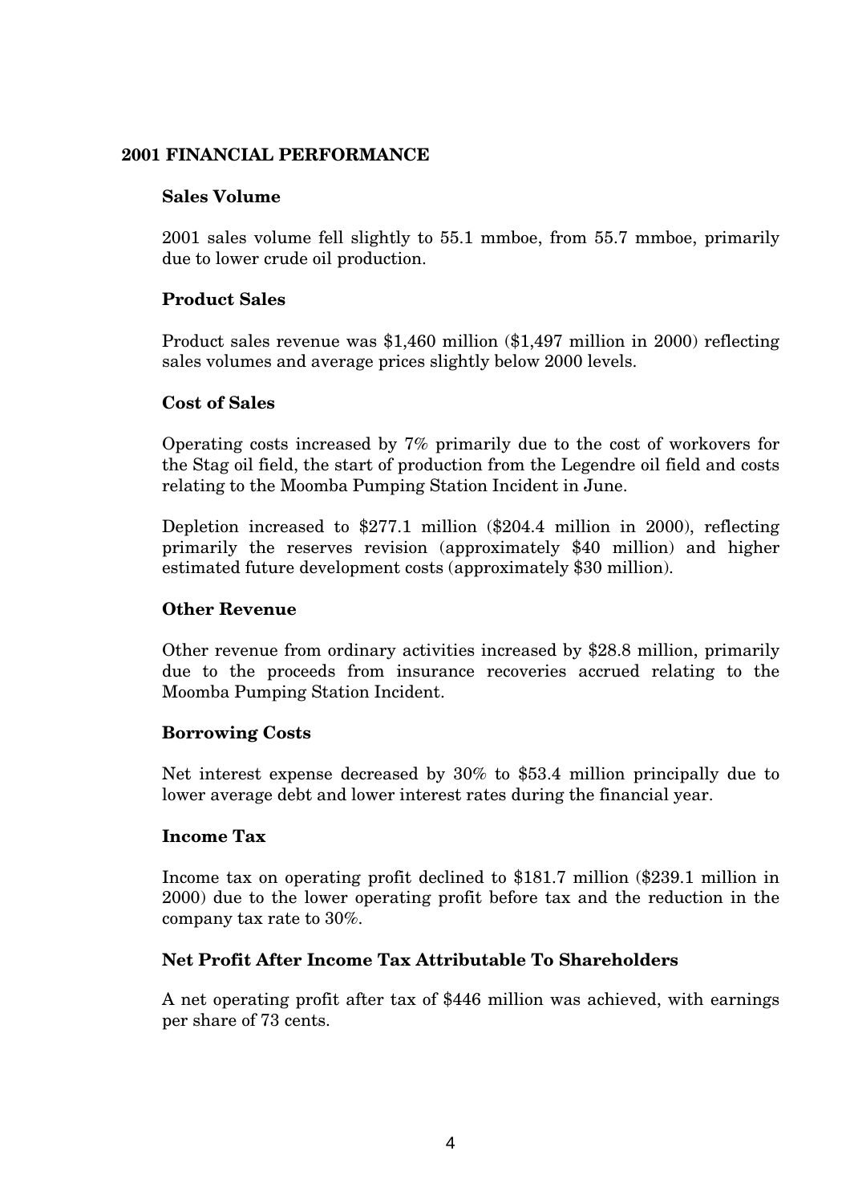## 2001 FINANCIAL PERFORMANCE

### Sales Volume

2001 sales volume fell slightly to 55.1 mmboe, from 55.7 mmboe, primarily due to lower crude oil production.

### Product Sales

Product sales revenue was $1,460 million ($1,497 million in 2000) reflecting sales volumes and average prices slightly below 2000 levels.

### Cost of Sales

Operating costs increased by 7% primarily due to the cost of workovers for the Stag oil field, the start of production from the Legendre oil field and costs relating to the Moomba Pumping Station Incident in June.

Depletion increased to $277.1 million ($204.4 million in 2000), reflecting primarily the reserves revision (approximately $40 million) and higher estimated future development costs (approximately $30 million).

### Other Revenue

Other revenue from ordinary activities increased by $28.8 million, primarily due to the proceeds from insurance recoveries accrued relating to the Moomba Pumping Station Incident.

### Borrowing Costs

Net interest expense decreased by 30% to $53.4 million principally due to lower average debt and lower interest rates during the financial year.

### Income Tax

Income tax on operating profit declined to $181.7 million ($239.1 million in 2000) due to the lower operating profit before tax and the reduction in the company tax rate to 30%.

### Net Profit After Income Tax Attributable To Shareholders

A net operating profit after tax of $446 million was achieved, with earnings per share of 73 cents.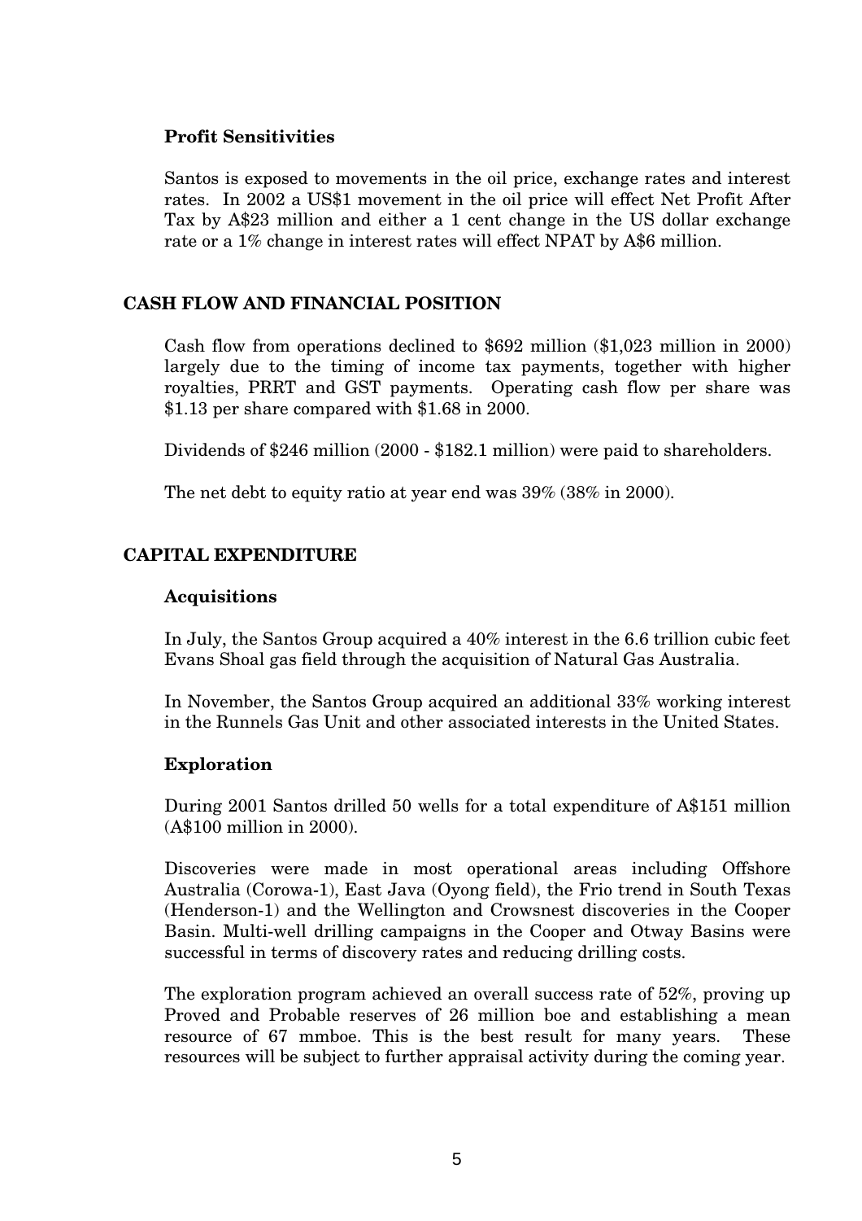### Profit Sensitivities

Santos is exposed to movements in the oil price, exchange rates and interest rates. In 2002 a US$1 movement in the oil price will effect Net Profit After Tax by A$23 million and either a 1 cent change in the US dollar exchange rate or a 1% change in interest rates will effect NPAT by A$6 million.

## CASH FLOW AND FINANCIAL POSITION

Cash flow from operations declined to $692 million ($1,023 million in 2000) largely due to the timing of income tax payments, together with higher royalties, PRRT and GST payments. Operating cash flow per share was $1.13 per share compared with $1.68 in 2000.

Dividends of $246 million (2000 - $182.1 million) were paid to shareholders.

The net debt to equity ratio at year end was 39% (38% in 2000).

## CAPITAL EXPENDITURE

### Acquisitions

In July, the Santos Group acquired a 40% interest in the 6.6 trillion cubic feet Evans Shoal gas field through the acquisition of Natural Gas Australia.

In November, the Santos Group acquired an additional 33% working interest in the Runnels Gas Unit and other associated interests in the United States.

### Exploration

During 2001 Santos drilled 50 wells for a total expenditure of A$151 million (A$100 million in 2000).

Discoveries were made in most operational areas including Offshore Australia (Corowa-1), East Java (Oyong field), the Frio trend in South Texas (Henderson-1) and the Wellington and Crowsnest discoveries in the Cooper Basin. Multi-well drilling campaigns in the Cooper and Otway Basins were successful in terms of discovery rates and reducing drilling costs.

The exploration program achieved an overall success rate of 52%, proving up Proved and Probable reserves of 26 million boe and establishing a mean resource of 67 mmboe. This is the best result for many years. These resources will be subject to further appraisal activity during the coming year.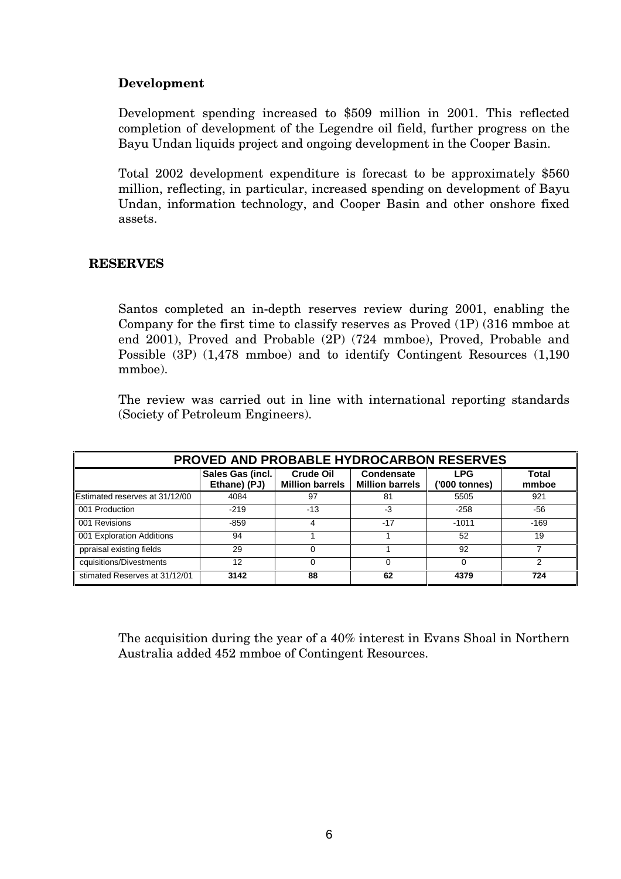### Development

Development spending increased to \$509 million in 2001. This reflected completion of development of the Legendre oil field, further progress on the Bayu Undan liquids project and ongoing development in the Cooper Basin.

Total 2002 development expenditure is forecast to be approximately \$560 million, reflecting, in particular, increased spending on development of Bayu Undan, information technology, and Cooper Basin and other onshore fixed assets.

## RESERVES

Santos completed an in-depth reserves review during 2001, enabling the Company for the first time to classify reserves as Proved (1P) (316 mmboe at end 2001), Proved and Probable (2P) (724 mmboe), Proved, Probable and Possible (3P) (1,478 mmboe) and to identify Contingent Resources (1,190 mmboe).

The review was carried out in line with international reporting standards (Society of Petroleum Engineers).

**PROVED AND PROBABLE HYDROCARBON RESERVES**

| | Sales Gas (incl. Ethane) (PJ) | Crude Oil Million barrels | Condensate Million barrels | LPG ('000 tonnes) | Total mmboe |
|---|---|---|---|---|---|
| Estimated reserves at 31/12/00 | 4084 | 97 | 81 | 5505 | 921 |
| 001 Production | -219 | -13 | -3 | -258 | -56 |
| 001 Revisions | -859 | 4 | -17 | -1011 | -169 |
| 001 Exploration Additions | 94 | 1 | 1 | 52 | 19 |
| ppraisal existing fields | 29 | 0 | 1 | 92 | 7 |
| cquisitions/Divestments | 12 | 0 | 0 | 0 | 2 |
| stimated Reserves at 31/12/01 | **3142** | **88** | **62** | **4379** | **724** |

The acquisition during the year of a 40% interest in Evans Shoal in Northern Australia added 452 mmboe of Contingent Resources.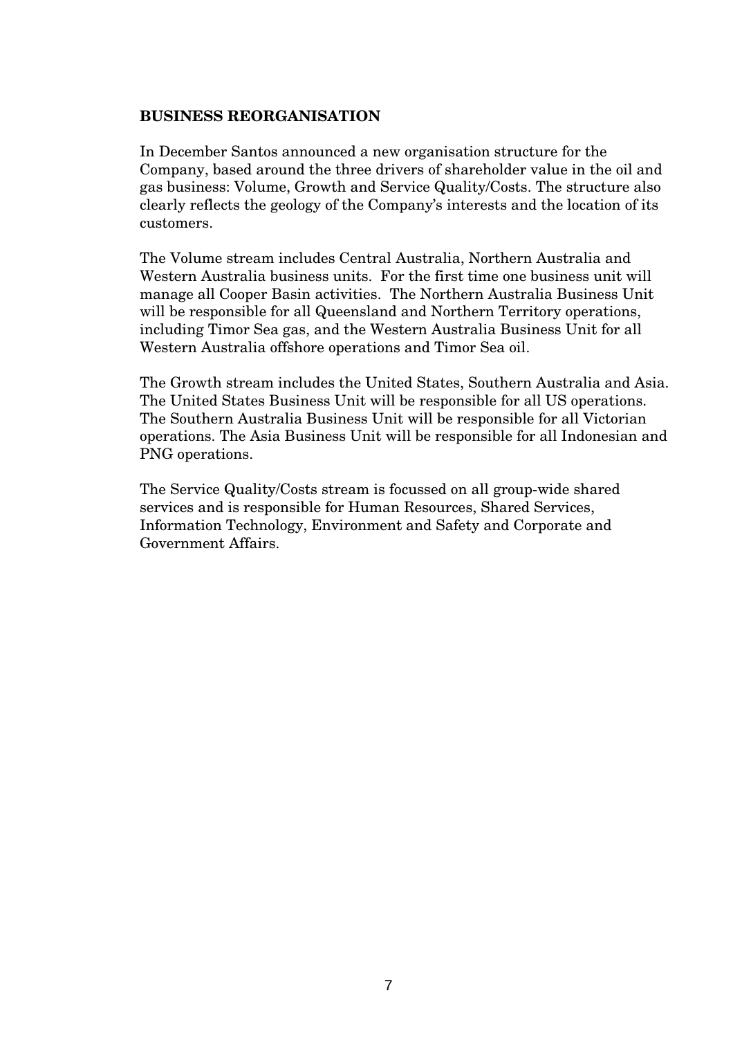## BUSINESS REORGANISATION

In December Santos announced a new organisation structure for the Company, based around the three drivers of shareholder value in the oil and gas business: Volume, Growth and Service Quality/Costs. The structure also clearly reflects the geology of the Company's interests and the location of its customers.

The Volume stream includes Central Australia, Northern Australia and Western Australia business units. For the first time one business unit will manage all Cooper Basin activities. The Northern Australia Business Unit will be responsible for all Queensland and Northern Territory operations, including Timor Sea gas, and the Western Australia Business Unit for all Western Australia offshore operations and Timor Sea oil.

The Growth stream includes the United States, Southern Australia and Asia. The United States Business Unit will be responsible for all US operations. The Southern Australia Business Unit will be responsible for all Victorian operations. The Asia Business Unit will be responsible for all Indonesian and PNG operations.

The Service Quality/Costs stream is focussed on all group-wide shared services and is responsible for Human Resources, Shared Services, Information Technology, Environment and Safety and Corporate and Government Affairs.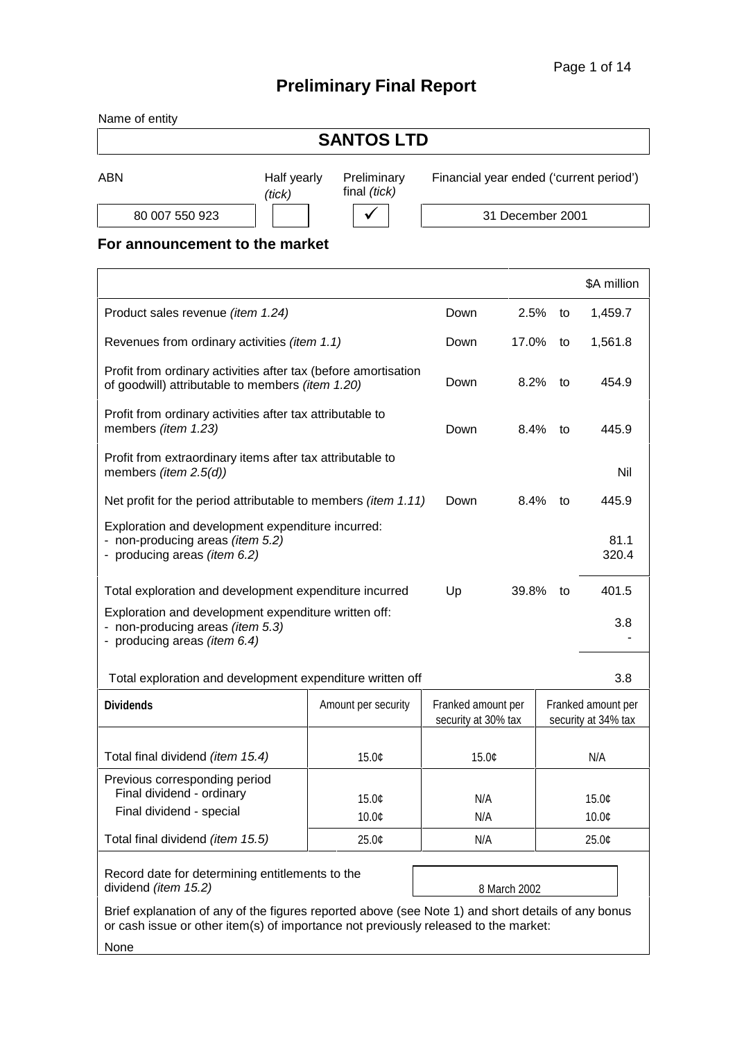# Preliminary Final Report

Name of entity

## SANTOS LTD

| ABN | Half yearly *(tick)* | Preliminary final *(tick)* | Financial year ended ('current period') |
|---|---|---|---|
| 80 007 550 923 | | ✓ | 31 December 2001 |

### For announcement to the market

| | | | | \$A million |
|---|---|---|---|---|
| Product sales revenue *(item 1.24)* | Down | 2.5% | to | 1,459.7 |
| Revenues from ordinary activities *(item 1.1)* | Down | 17.0% | to | 1,561.8 |
| Profit from ordinary activities after tax (before amortisation of goodwill) attributable to members *(item 1.20)* | Down | 8.2% | to | 454.9 |
| Profit from ordinary activities after tax attributable to members *(item 1.23)* | Down | 8.4% | to | 445.9 |
| Profit from extraordinary items after tax attributable to members *(item 2.5(d))* | | | | Nil |
| Net profit for the period attributable to members *(item 1.11)* | Down | 8.4% | to | 445.9 |
| Exploration and development expenditure incurred:<br>- non-producing areas *(item 5.2)*<br>- producing areas *(item 6.2)* | | | | <br>81.1<br>320.4 |
| Total exploration and development expenditure incurred | Up | 39.8% | to | 401.5 |
| Exploration and development expenditure written off:<br>- non-producing areas *(item 5.3)*<br>- producing areas *(item 6.4)* | | | | <br>3.8<br>- |
| Total exploration and development expenditure written off | | | | 3.8 |

| Dividends | Amount per security | Franked amount per security at 30% tax | Franked amount per security at 34% tax |
|---|---|---|---|
| Total final dividend *(item 15.4)* | 15.0¢ | 15.0¢ | N/A |
| Previous corresponding period<br>Final dividend - ordinary<br>Final dividend - special | <br>15.0¢<br>10.0¢ | <br>N/A<br>N/A | <br>15.0¢<br>10.0¢ |
| Total final dividend *(item 15.5)* | 25.0¢ | N/A | 25.0¢ |

| Record date for determining entitlements to the dividend *(item 15.2)* | 8 March 2002 |
|---|---|

Brief explanation of any of the figures reported above (see Note 1) and short details of any bonus or cash issue or other item(s) of importance not previously released to the market:

None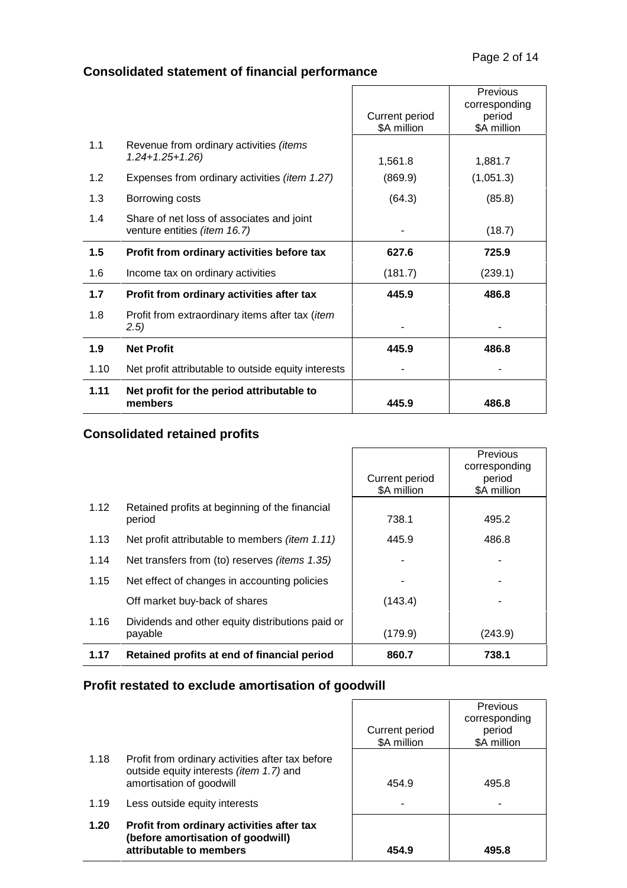## Consolidated statement of financial performance

| | | Current period $A million | Previous corresponding period $A million |
|---|---|---|---|
| 1.1 | Revenue from ordinary activities *(items 1.24+1.25+1.26)* | 1,561.8 | 1,881.7 |
| 1.2 | Expenses from ordinary activities *(item 1.27)* | (869.9) | (1,051.3) |
| 1.3 | Borrowing costs | (64.3) | (85.8) |
| 1.4 | Share of net loss of associates and joint venture entities *(item 16.7)* | - | (18.7) |
| **1.5** | **Profit from ordinary activities before tax** | **627.6** | **725.9** |
| 1.6 | Income tax on ordinary activities | (181.7) | (239.1) |
| **1.7** | **Profit from ordinary activities after tax** | **445.9** | **486.8** |
| 1.8 | Profit from extraordinary items after tax (*item 2.5)* | - | - |
| **1.9** | **Net Profit** | **445.9** | **486.8** |
| 1.10 | Net profit attributable to outside equity interests | - | - |
| **1.11** | **Net profit for the period attributable to members** | **445.9** | **486.8** |

## Consolidated retained profits

| | | Current period $A million | Previous corresponding period $A million |
|---|---|---|---|
| 1.12 | Retained profits at beginning of the financial period | 738.1 | 495.2 |
| 1.13 | Net profit attributable to members *(item 1.11)* | 445.9 | 486.8 |
| 1.14 | Net transfers from (to) reserves *(items 1.35)* | - | - |
| 1.15 | Net effect of changes in accounting policies | - | - |
| | Off market buy-back of shares | (143.4) | - |
| 1.16 | Dividends and other equity distributions paid or payable | (179.9) | (243.9) |
| **1.17** | **Retained profits at end of financial period** | **860.7** | **738.1** |

## Profit restated to exclude amortisation of goodwill

| | | Current period $A million | Previous corresponding period $A million |
|---|---|---|---|
| 1.18 | Profit from ordinary activities after tax before outside equity interests *(item 1.7)* and amortisation of goodwill | 454.9 | 495.8 |
| 1.19 | Less outside equity interests | - | - |
| **1.20** | **Profit from ordinary activities after tax (before amortisation of goodwill) attributable to members** | **454.9** | **495.8** |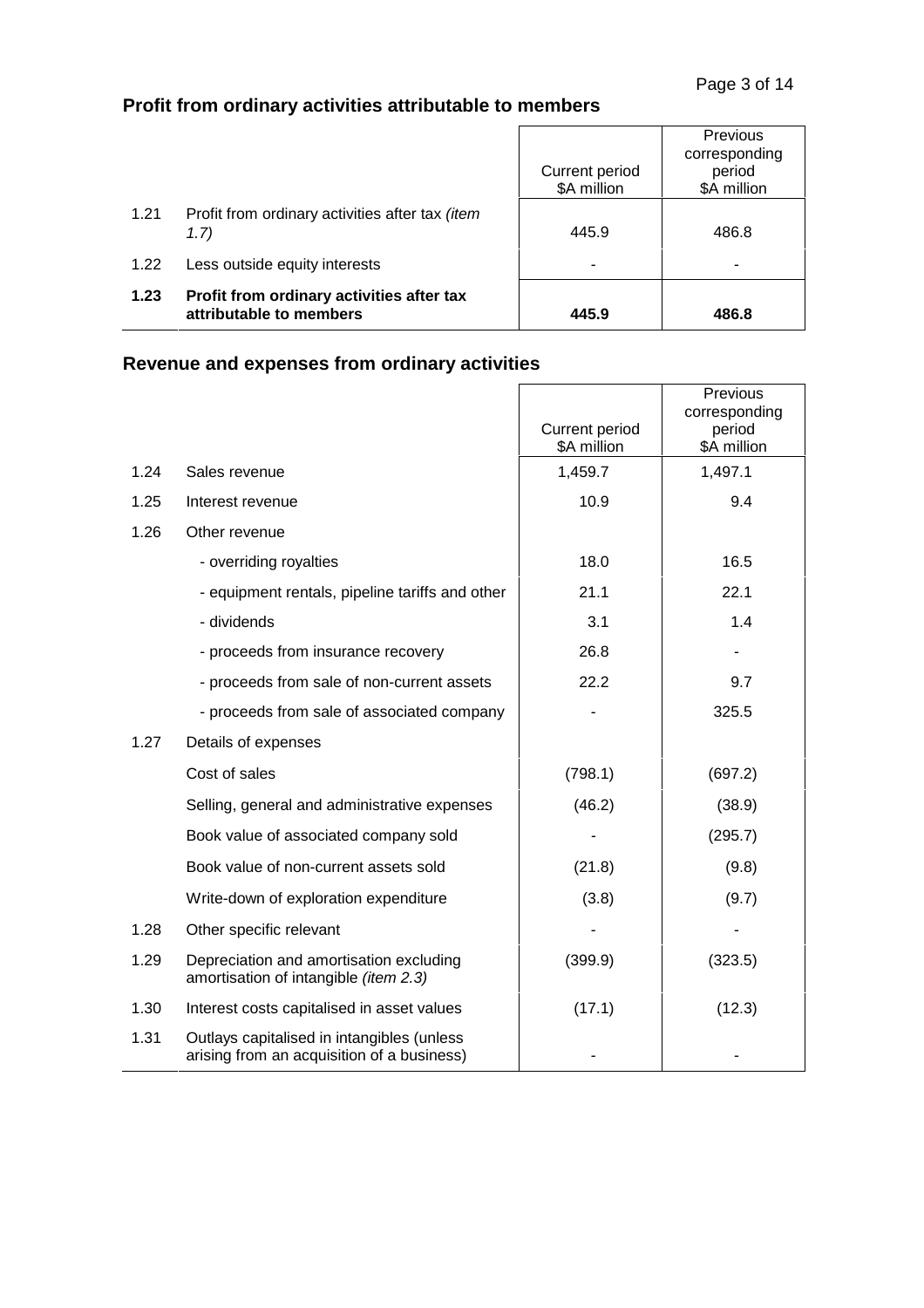## Profit from ordinary activities attributable to members

| | | Current period<br>$A million | Previous corresponding period<br>$A million |
|---|---|---|---|
| 1.21 | Profit from ordinary activities after tax *(item 1.7)* | 445.9 | 486.8 |
| 1.22 | Less outside equity interests | - | - |
| **1.23** | **Profit from ordinary activities after tax attributable to members** | **445.9** | **486.8** |

## Revenue and expenses from ordinary activities

| | | Current period<br>$A million | Previous corresponding period<br>$A million |
|---|---|---|---|
| 1.24 | Sales revenue | 1,459.7 | 1,497.1 |
| 1.25 | Interest revenue | 10.9 | 9.4 |
| 1.26 | Other revenue | | |
| | - overriding royalties | 18.0 | 16.5 |
| | - equipment rentals, pipeline tariffs and other | 21.1 | 22.1 |
| | - dividends | 3.1 | 1.4 |
| | - proceeds from insurance recovery | 26.8 | - |
| | - proceeds from sale of non-current assets | 22.2 | 9.7 |
| | - proceeds from sale of associated company | - | 325.5 |
| 1.27 | Details of expenses | | |
| | Cost of sales | (798.1) | (697.2) |
| | Selling, general and administrative expenses | (46.2) | (38.9) |
| | Book value of associated company sold | - | (295.7) |
| | Book value of non-current assets sold | (21.8) | (9.8) |
| | Write-down of exploration expenditure | (3.8) | (9.7) |
| 1.28 | Other specific relevant | - | - |
| 1.29 | Depreciation and amortisation excluding amortisation of intangible *(item 2.3)* | (399.9) | (323.5) |
| 1.30 | Interest costs capitalised in asset values | (17.1) | (12.3) |
| 1.31 | Outlays capitalised in intangibles (unless arising from an acquisition of a business) | - | - |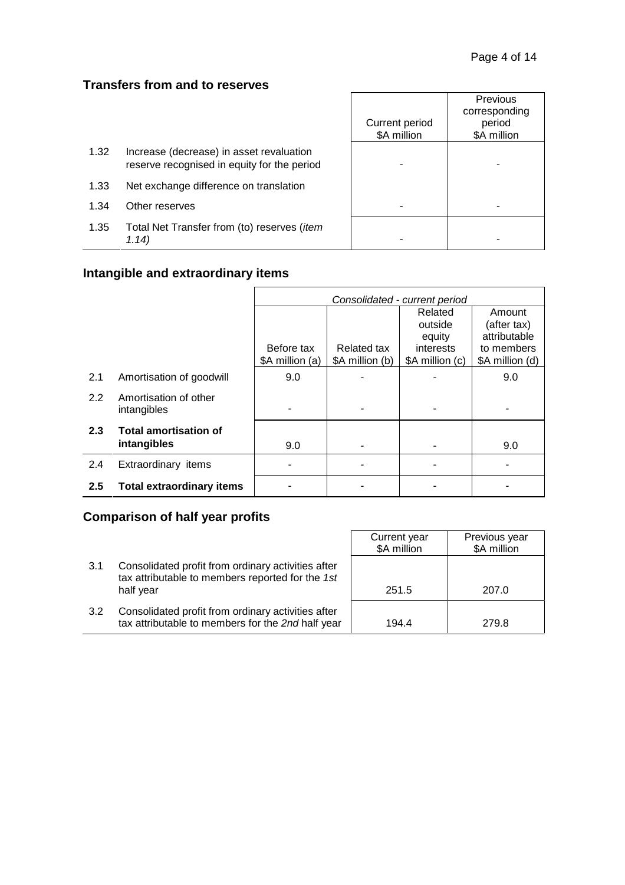## Transfers from and to reserves

| | | Current period $A million | Previous corresponding period $A million |
|---|---|---|---|
| 1.32 | Increase (decrease) in asset revaluation reserve recognised in equity for the period | - | - |
| 1.33 | Net exchange difference on translation | | |
| 1.34 | Other reserves | - | - |
| 1.35 | Total Net Transfer from (to) reserves (*item 1.14)* | - | - |

## Intangible and extraordinary items

| | | *Consolidated - current period* | | | |
|---|---|---|---|---|---|
| | | Before tax $A million (a) | Related tax $A million (b) | Related outside equity interests $A million (c) | Amount (after tax) attributable to members $A million (d) |
| 2.1 | Amortisation of goodwill | 9.0 | - | - | 9.0 |
| 2.2 | Amortisation of other intangibles | - | - | - | - |
| **2.3** | **Total amortisation of intangibles** | 9.0 | - | - | 9.0 |
| 2.4 | Extraordinary items | - | - | - | - |
| **2.5** | **Total extraordinary items** | - | - | - | - |

## Comparison of half year profits

| | | Current year $A million | Previous year $A million |
|---|---|---|---|
| 3.1 | Consolidated profit from ordinary activities after tax attributable to members reported for the *1st* half year | 251.5 | 207.0 |
| 3.2 | Consolidated profit from ordinary activities after tax attributable to members for the *2nd* half year | 194.4 | 279.8 |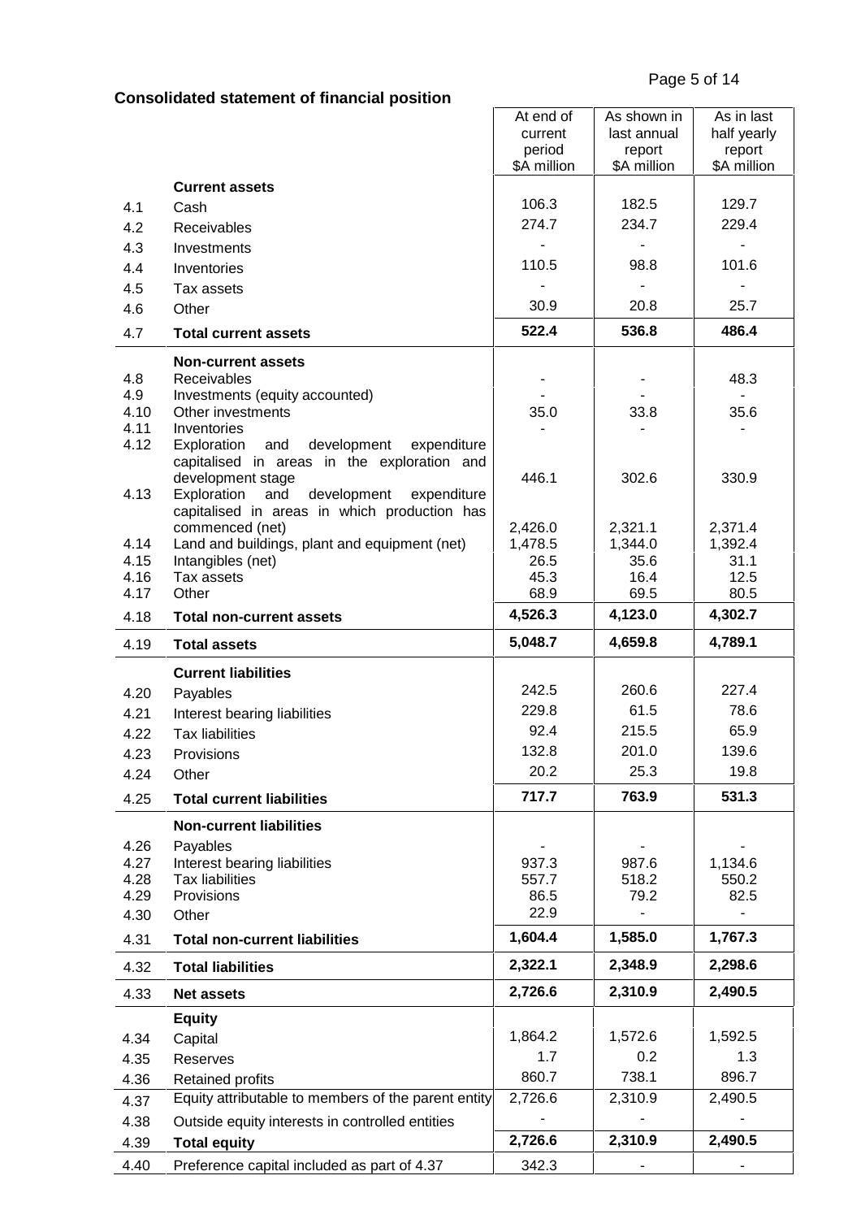**Consolidated statement of financial position**

| | | At end of current period $A million | As shown in last annual report $A million | As in last half yearly report $A million |
|---|---|---|---|---|
| | **Current assets** | | | |
| 4.1 | Cash | 106.3 | 182.5 | 129.7 |
| 4.2 | Receivables | 274.7 | 234.7 | 229.4 |
| 4.3 | Investments | - | - | - |
| 4.4 | Inventories | 110.5 | 98.8 | 101.6 |
| 4.5 | Tax assets | - | - | - |
| 4.6 | Other | 30.9 | 20.8 | 25.7 |
| 4.7 | **Total current assets** | **522.4** | **536.8** | **486.4** |
| | **Non-current assets** | | | |
| 4.8 | Receivables | - | - | 48.3 |
| 4.9 | Investments (equity accounted) | - | - | - |
| 4.10 | Other investments | 35.0 | 33.8 | 35.6 |
| 4.11 | Inventories | - | - | - |
| 4.12 | Exploration and development expenditure capitalised in areas in the exploration and development stage | 446.1 | 302.6 | 330.9 |
| 4.13 | Exploration and development expenditure capitalised in areas in which production has commenced (net) | 2,426.0 | 2,321.1 | 2,371.4 |
| 4.14 | Land and buildings, plant and equipment (net) | 1,478.5 | 1,344.0 | 1,392.4 |
| 4.15 | Intangibles (net) | 26.5 | 35.6 | 31.1 |
| 4.16 | Tax assets | 45.3 | 16.4 | 12.5 |
| 4.17 | Other | 68.9 | 69.5 | 80.5 |
| 4.18 | **Total non-current assets** | **4,526.3** | **4,123.0** | **4,302.7** |
| 4.19 | **Total assets** | **5,048.7** | **4,659.8** | **4,789.1** |
| | **Current liabilities** | | | |
| 4.20 | Payables | 242.5 | 260.6 | 227.4 |
| 4.21 | Interest bearing liabilities | 229.8 | 61.5 | 78.6 |
| 4.22 | Tax liabilities | 92.4 | 215.5 | 65.9 |
| 4.23 | Provisions | 132.8 | 201.0 | 139.6 |
| 4.24 | Other | 20.2 | 25.3 | 19.8 |
| 4.25 | **Total current liabilities** | **717.7** | **763.9** | **531.3** |
| | **Non-current liabilities** | | | |
| 4.26 | Payables | - | - | - |
| 4.27 | Interest bearing liabilities | 937.3 | 987.6 | 1,134.6 |
| 4.28 | Tax liabilities | 557.7 | 518.2 | 550.2 |
| 4.29 | Provisions | 86.5 | 79.2 | 82.5 |
| 4.30 | Other | 22.9 | - | - |
| 4.31 | **Total non-current liabilities** | **1,604.4** | **1,585.0** | **1,767.3** |
| 4.32 | **Total liabilities** | **2,322.1** | **2,348.9** | **2,298.6** |
| 4.33 | **Net assets** | **2,726.6** | **2,310.9** | **2,490.5** |
| | **Equity** | | | |
| 4.34 | Capital | 1,864.2 | 1,572.6 | 1,592.5 |
| 4.35 | Reserves | 1.7 | 0.2 | 1.3 |
| 4.36 | Retained profits | 860.7 | 738.1 | 896.7 |
| 4.37 | Equity attributable to members of the parent entity | 2,726.6 | 2,310.9 | 2,490.5 |
| 4.38 | Outside equity interests in controlled entities | - | - | - |
| 4.39 | **Total equity** | **2,726.6** | **2,310.9** | **2,490.5** |
| 4.40 | Preference capital included as part of 4.37 | 342.3 | - | - |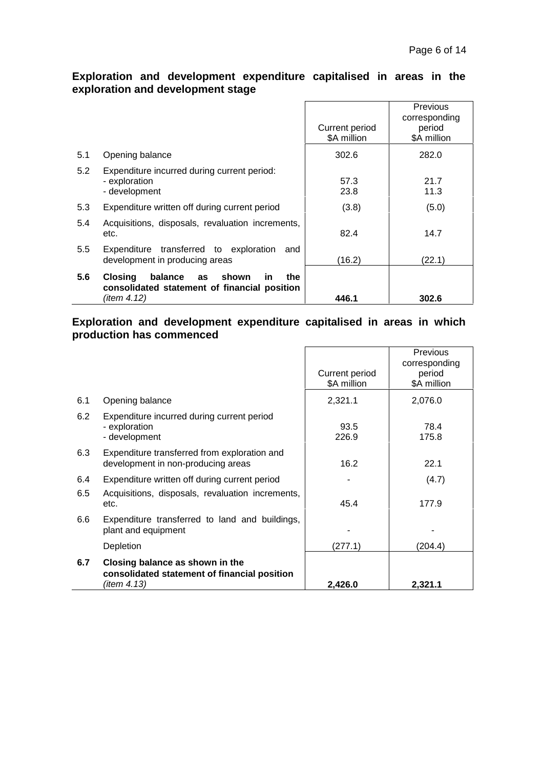## Exploration and development expenditure capitalised in areas in the exploration and development stage

| | | Current period $A million | Previous corresponding period $A million |
|---|---|---|---|
| 5.1 | Opening balance | 302.6 | 282.0 |
| 5.2 | Expenditure incurred during current period:<br>- exploration<br>- development | <br>57.3<br>23.8 | <br>21.7<br>11.3 |
| 5.3 | Expenditure written off during current period | (3.8) | (5.0) |
| 5.4 | Acquisitions, disposals, revaluation increments, etc. | 82.4 | 14.7 |
| 5.5 | Expenditure transferred to exploration and development in producing areas | (16.2) | (22.1) |
| **5.6** | **Closing balance as shown in the consolidated statement of financial position** *(item 4.12)* | **446.1** | **302.6** |

## Exploration and development expenditure capitalised in areas in which production has commenced

| | | Current period $A million | Previous corresponding period $A million |
|---|---|---|---|
| 6.1 | Opening balance | 2,321.1 | 2,076.0 |
| 6.2 | Expenditure incurred during current period<br>- exploration<br>- development | <br>93.5<br>226.9 | <br>78.4<br>175.8 |
| 6.3 | Expenditure transferred from exploration and development in non-producing areas | 16.2 | 22.1 |
| 6.4 | Expenditure written off during current period | - | (4.7) |
| 6.5 | Acquisitions, disposals, revaluation increments, etc. | 45.4 | 177.9 |
| 6.6 | Expenditure transferred to land and buildings, plant and equipment | - | - |
| | Depletion | (277.1) | (204.4) |
| **6.7** | **Closing balance as shown in the consolidated statement of financial position** *(item 4.13)* | **2,426.0** | **2,321.1** |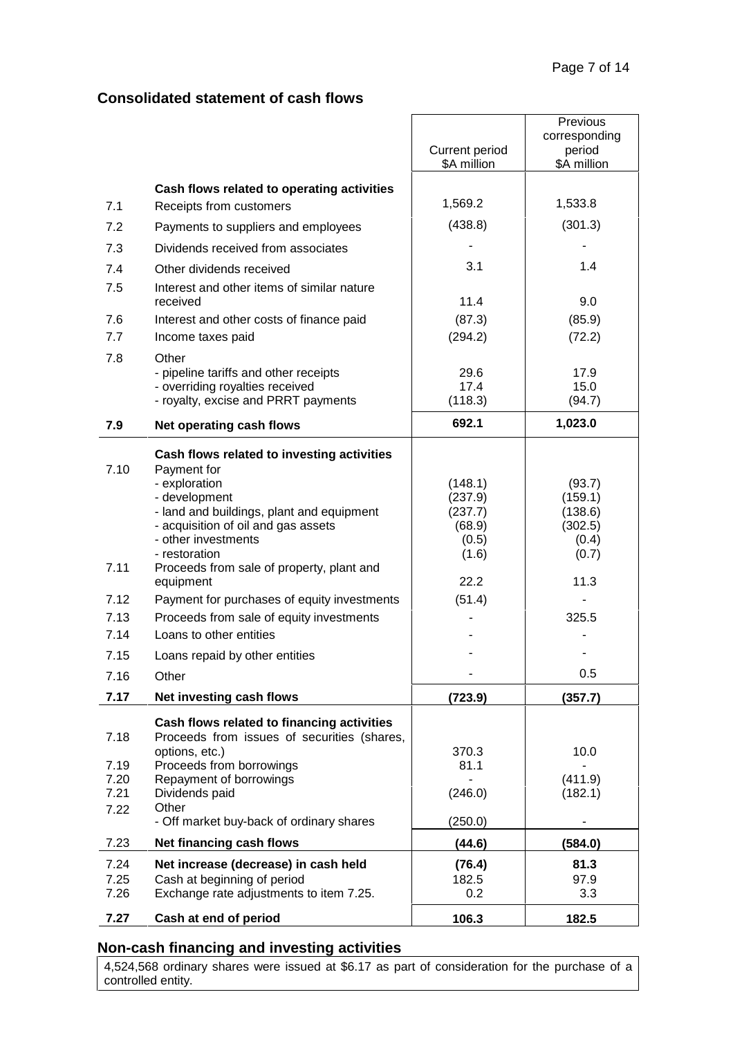## Consolidated statement of cash flows

| | | Current period $A million | Previous corresponding period $A million |
|---|---|---|---|
| | **Cash flows related to operating activities** | | |
| 7.1 | Receipts from customers | 1,569.2 | 1,533.8 |
| 7.2 | Payments to suppliers and employees | (438.8) | (301.3) |
| 7.3 | Dividends received from associates | - | - |
| 7.4 | Other dividends received | 3.1 | 1.4 |
| 7.5 | Interest and other items of similar nature received | 11.4 | 9.0 |
| 7.6 | Interest and other costs of finance paid | (87.3) | (85.9) |
| 7.7 | Income taxes paid | (294.2) | (72.2) |
| 7.8 | Other | | |
| | - pipeline tariffs and other receipts | 29.6 | 17.9 |
| | - overriding royalties received | 17.4 | 15.0 |
| | - royalty, excise and PRRT payments | (118.3) | (94.7) |
| **7.9** | **Net operating cash flows** | **692.1** | **1,023.0** |
| | **Cash flows related to investing activities** | | |
| 7.10 | Payment for | | |
| | - exploration | (148.1) | (93.7) |
| | - development | (237.9) | (159.1) |
| | - land and buildings, plant and equipment | (237.7) | (138.6) |
| | - acquisition of oil and gas assets | (68.9) | (302.5) |
| | - other investments | (0.5) | (0.4) |
| | - restoration | (1.6) | (0.7) |
| 7.11 | Proceeds from sale of property, plant and equipment | 22.2 | 11.3 |
| 7.12 | Payment for purchases of equity investments | (51.4) | - |
| 7.13 | Proceeds from sale of equity investments | - | 325.5 |
| 7.14 | Loans to other entities | - | - |
| 7.15 | Loans repaid by other entities | - | - |
| 7.16 | Other | - | 0.5 |
| **7.17** | **Net investing cash flows** | **(723.9)** | **(357.7)** |
| | **Cash flows related to financing activities** | | |
| 7.18 | Proceeds from issues of securities (shares, options, etc.) | 370.3 | 10.0 |
| 7.19 | Proceeds from borrowings | 81.1 | - |
| 7.20 | Repayment of borrowings | - | (411.9) |
| 7.21 | Dividends paid | (246.0) | (182.1) |
| 7.22 | Other | | |
| | - Off market buy-back of ordinary shares | (250.0) | - |
| 7.23 | **Net financing cash flows** | **(44.6)** | **(584.0)** |
| 7.24 | **Net increase (decrease) in cash held** | **(76.4)** | **81.3** |
| 7.25 | Cash at beginning of period | 182.5 | 97.9 |
| 7.26 | Exchange rate adjustments to item 7.25. | 0.2 | 3.3 |
| **7.27** | **Cash at end of period** | **106.3** | **182.5** |

## Non-cash financing and investing activities

4,524,568 ordinary shares were issued at $6.17 as part of consideration for the purchase of a controlled entity.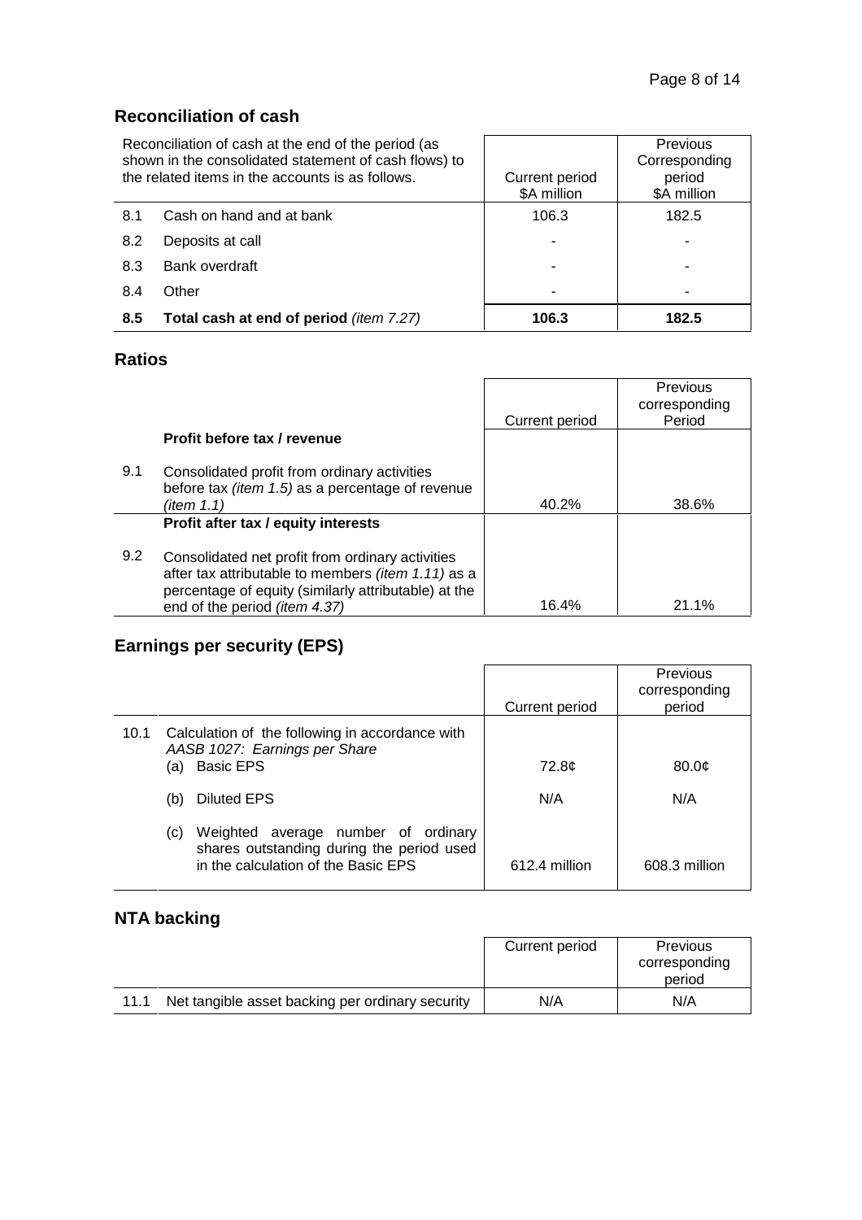## Reconciliation of cash

| | Reconciliation of cash at the end of the period (as shown in the consolidated statement of cash flows) to the related items in the accounts is as follows. | Current period $A million | Previous Corresponding period $A million |
|---|---|---|---|
| 8.1 | Cash on hand and at bank | 106.3 | 182.5 |
| 8.2 | Deposits at call | - | - |
| 8.3 | Bank overdraft | - | - |
| 8.4 | Other | - | - |
| **8.5** | **Total cash at end of period** *(item 7.27)* | **106.3** | **182.5** |

## Ratios

| | | Current period | Previous corresponding Period |
|---|---|---|---|
| | **Profit before tax / revenue** | | |
| 9.1 | Consolidated profit from ordinary activities before tax *(item 1.5)* as a percentage of revenue *(item 1.1)* | 40.2% | 38.6% |
| | **Profit after tax / equity interests** | | |
| 9.2 | Consolidated net profit from ordinary activities after tax attributable to members *(item 1.11)* as a percentage of equity (similarly attributable) at the end of the period *(item 4.37)* | 16.4% | 21.1% |

## Earnings per security (EPS)

| | | Current period | Previous corresponding period |
|---|---|---|---|
| 10.1 | Calculation of the following in accordance with *AASB 1027: Earnings per Share* | | |
| | (a) Basic EPS | 72.8¢ | 80.0¢ |
| | (b) Diluted EPS | N/A | N/A |
| | (c) Weighted average number of ordinary shares outstanding during the period used in the calculation of the Basic EPS | 612.4 million | 608.3 million |

## NTA backing

| | | Current period | Previous corresponding period |
|---|---|---|---|
| 11.1 | Net tangible asset backing per ordinary security | N/A | N/A |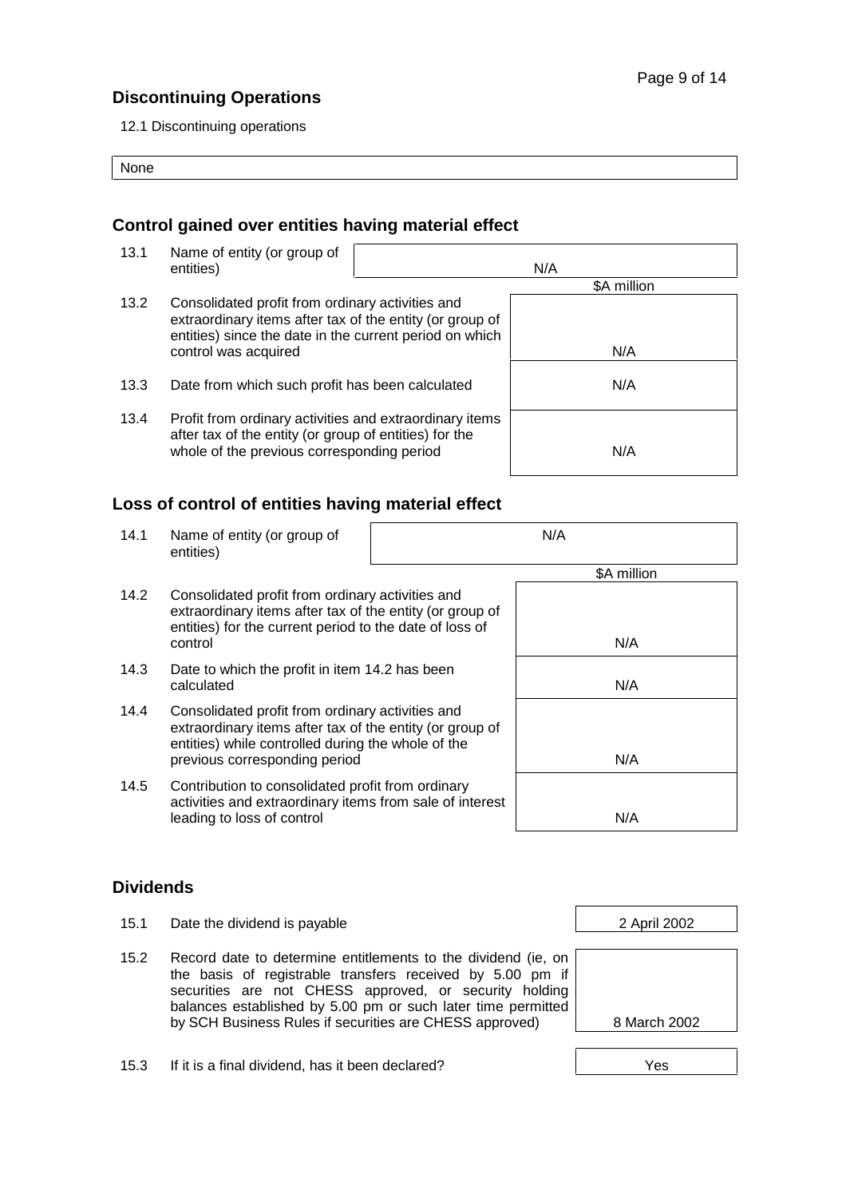## Discontinuing Operations

12.1 Discontinuing operations

| None |
|---|

## Control gained over entities having material effect

| | | |
|---|---|---|
| 13.1 | Name of entity (or group of entities) | N/A |
| | | $A million |
| 13.2 | Consolidated profit from ordinary activities and extraordinary items after tax of the entity (or group of entities) since the date in the current period on which control was acquired | N/A |
| 13.3 | Date from which such profit has been calculated | N/A |
| 13.4 | Profit from ordinary activities and extraordinary items after tax of the entity (or group of entities) for the whole of the previous corresponding period | N/A |

## Loss of control of entities having material effect

| | | |
|---|---|---|
| 14.1 | Name of entity (or group of entities) | N/A |
| | | $A million |
| 14.2 | Consolidated profit from ordinary activities and extraordinary items after tax of the entity (or group of entities) for the current period to the date of loss of control | N/A |
| 14.3 | Date to which the profit in item 14.2 has been calculated | N/A |
| 14.4 | Consolidated profit from ordinary activities and extraordinary items after tax of the entity (or group of entities) while controlled during the whole of the previous corresponding period | N/A |
| 14.5 | Contribution to consolidated profit from ordinary activities and extraordinary items from sale of interest leading to loss of control | N/A |

## Dividends

| | | |
|---|---|---|
| 15.1 | Date the dividend is payable | 2 April 2002 |
| 15.2 | Record date to determine entitlements to the dividend (ie, on the basis of registrable transfers received by 5.00 pm if securities are not CHESS approved, or security holding balances established by 5.00 pm or such later time permitted by SCH Business Rules if securities are CHESS approved) | 8 March 2002 |
| 15.3 | If it is a final dividend, has it been declared? | Yes |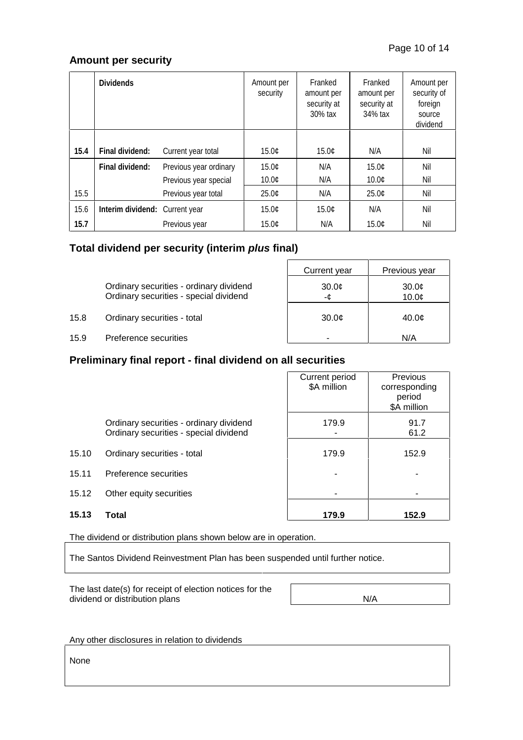## Amount per security

| | Dividends | | Amount per security | Franked amount per security at 30% tax | Franked amount per security at 34% tax | Amount per security of foreign source dividend |
|---|---|---|---|---|---|---|
| **15.4** | **Final dividend:** | Current year total | 15.0¢ | 15.0¢ | N/A | Nil |
| | **Final dividend:** | Previous year ordinary | 15.0¢ | N/A | 15.0¢ | Nil |
| | | Previous year special | 10.0¢ | N/A | 10.0¢ | Nil |
| 15.5 | | Previous year total | 25.0¢ | N/A | 25.0¢ | Nil |
| 15.6 | **Interim dividend:** | Current year | 15.0¢ | 15.0¢ | N/A | Nil |
| **15.7** | | Previous year | 15.0¢ | N/A | 15.0¢ | Nil |

## Total dividend per security (interim *plus* final)

| | | Current year | Previous year |
|---|---|---|---|
| | Ordinary securities - ordinary dividend | 30.0¢ | 30.0¢ |
| | Ordinary securities - special dividend | -¢ | 10.0¢ |
| 15.8 | Ordinary securities - total | 30.0¢ | 40.0¢ |
| 15.9 | Preference securities | - | N/A |

## Preliminary final report - final dividend on all securities

| | | Current period $A million | Previous corresponding period $A million |
|---|---|---|---|
| | Ordinary securities - ordinary dividend | 179.9 | 91.7 |
| | Ordinary securities - special dividend | - | 61.2 |
| 15.10 | Ordinary securities - total | 179.9 | 152.9 |
| 15.11 | Preference securities | - | - |
| 15.12 | Other equity securities | - | - |
| **15.13** | **Total** | **179.9** | **152.9** |

The dividend or distribution plans shown below are in operation.

The Santos Dividend Reinvestment Plan has been suspended until further notice.

| The last date(s) for receipt of election notices for the dividend or distribution plans | N/A |
|---|---|

Any other disclosures in relation to dividends

None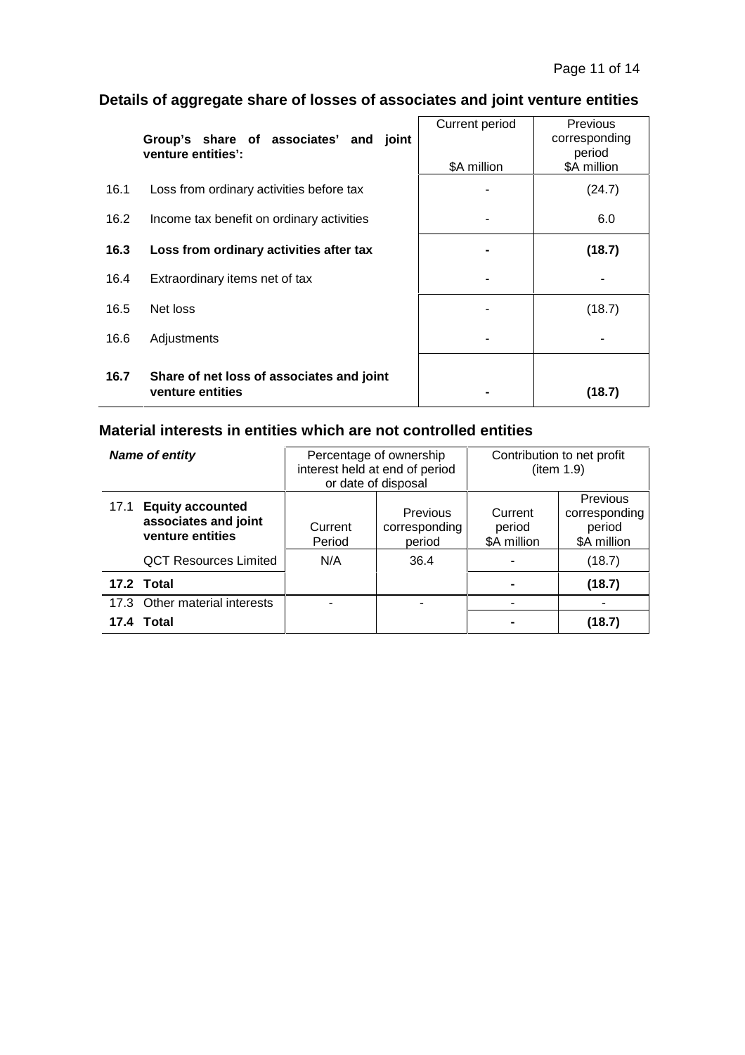## Details of aggregate share of losses of associates and joint venture entities

| | Group's share of associates' and joint venture entities': | Current period<br>$A million | Previous corresponding period<br>$A million |
|---|---|---|---|
| 16.1 | Loss from ordinary activities before tax | - | (24.7) |
| 16.2 | Income tax benefit on ordinary activities | - | 6.0 |
| **16.3** | **Loss from ordinary activities after tax** | **-** | **(18.7)** |
| 16.4 | Extraordinary items net of tax | - | - |
| 16.5 | Net loss | - | (18.7) |
| 16.6 | Adjustments | - | - |
| **16.7** | **Share of net loss of associates and joint venture entities** | **-** | **(18.7)** |

## Material interests in entities which are not controlled entities

| ***Name of entity*** | | Percentage of ownership interest held at end of period or date of disposal | | Contribution to net profit (item 1.9) | |
|---|---|---|---|---|---|
| 17.1 | **Equity accounted associates and joint venture entities** | Current Period | Previous corresponding period | Current period $A million | Previous corresponding period $A million |
| | QCT Resources Limited | N/A | 36.4 | - | (18.7) |
| **17.2** | **Total** | | | **-** | **(18.7)** |
| 17.3 | Other material interests | - | - | - | - |
| **17.4** | **Total** | | | **-** | **(18.7)** |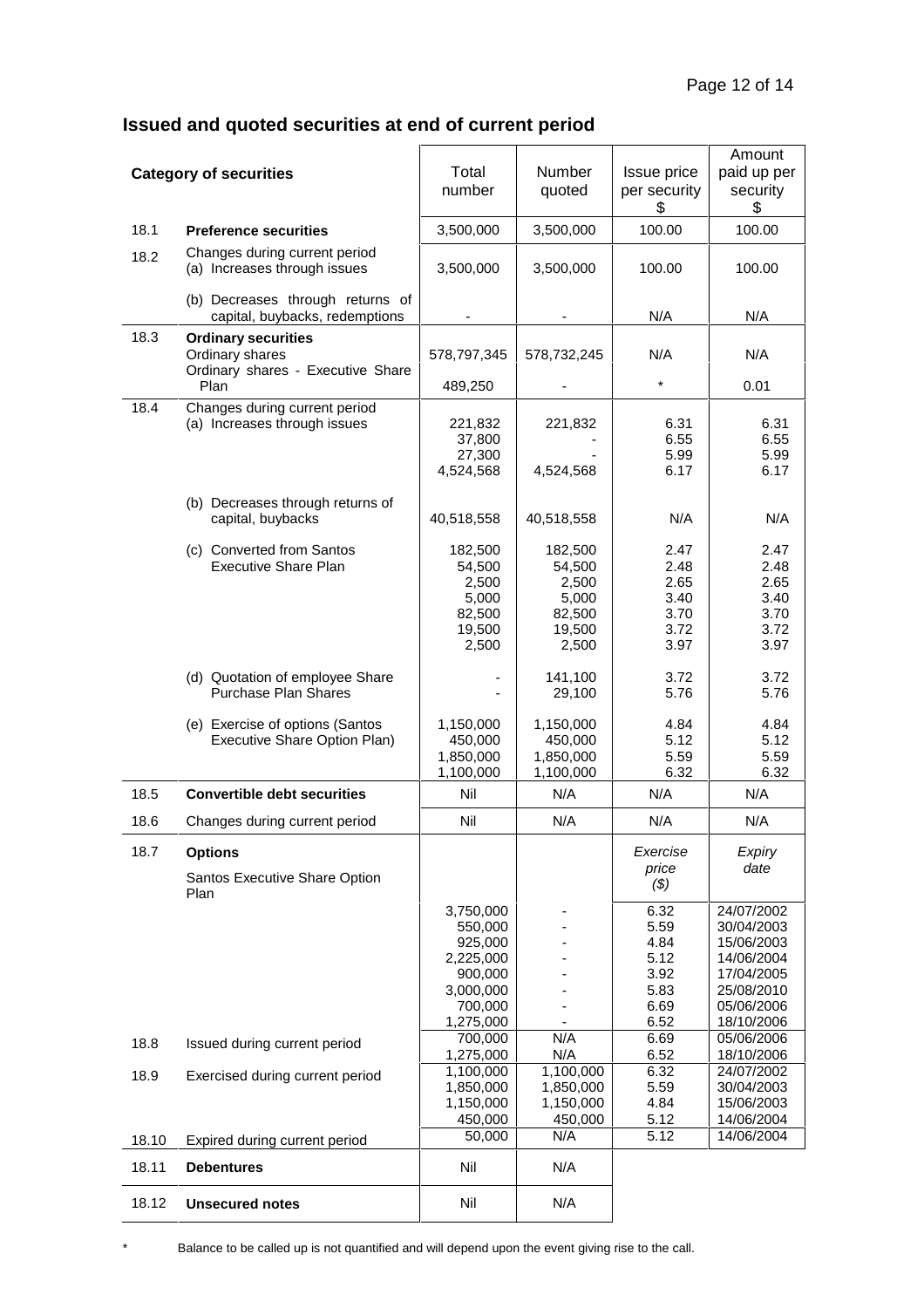## Issued and quoted securities at end of current period

| | Category of securities | Total number | Number quoted | Issue price per security $ | Amount paid up per security $ |
|---|---|---|---|---|---|
| 18.1 | **Preference securities** | 3,500,000 | 3,500,000 | 100.00 | 100.00 |
| 18.2 | Changes during current period (a) Increases through issues | 3,500,000 | 3,500,000 | 100.00 | 100.00 |
| | (b) Decreases through returns of capital, buybacks, redemptions | - | - | N/A | N/A |
| 18.3 | **Ordinary securities** Ordinary shares | 578,797,345 | 578,732,245 | N/A | N/A |
| | Ordinary shares - Executive Share Plan | 489,250 | - | * | 0.01 |
| 18.4 | Changes during current period (a) Increases through issues | 221,832 | 221,832 | 6.31 | 6.31 |
| | | 37,800 | - | 6.55 | 6.55 |
| | | 27,300 | - | 5.99 | 5.99 |
| | | 4,524,568 | 4,524,568 | 6.17 | 6.17 |
| | (b) Decreases through returns of capital, buybacks | 40,518,558 | 40,518,558 | N/A | N/A |
| | (c) Converted from Santos Executive Share Plan | 182,500 | 182,500 | 2.47 | 2.47 |
| | | 54,500 | 54,500 | 2.48 | 2.48 |
| | | 2,500 | 2,500 | 2.65 | 2.65 |
| | | 5,000 | 5,000 | 3.40 | 3.40 |
| | | 82,500 | 82,500 | 3.70 | 3.70 |
| | | 19,500 | 19,500 | 3.72 | 3.72 |
| | | 2,500 | 2,500 | 3.97 | 3.97 |
| | (d) Quotation of employee Share Purchase Plan Shares | - | 141,100 | 3.72 | 3.72 |
| | | - | 29,100 | 5.76 | 5.76 |
| | (e) Exercise of options (Santos Executive Share Option Plan) | 1,150,000 | 1,150,000 | 4.84 | 4.84 |
| | | 450,000 | 450,000 | 5.12 | 5.12 |
| | | 1,850,000 | 1,850,000 | 5.59 | 5.59 |
| | | 1,100,000 | 1,100,000 | 6.32 | 6.32 |
| 18.5 | **Convertible debt securities** | Nil | N/A | N/A | N/A |
| 18.6 | Changes during current period | Nil | N/A | N/A | N/A |
| 18.7 | **Options** Santos Executive Share Option Plan | | | *Exercise price ($)* | *Expiry date* |
| | | 3,750,000 | - | 6.32 | 24/07/2002 |
| | | 550,000 | - | 5.59 | 30/04/2003 |
| | | 925,000 | - | 4.84 | 15/06/2003 |
| | | 2,225,000 | - | 5.12 | 14/06/2004 |
| | | 900,000 | - | 3.92 | 17/04/2005 |
| | | 3,000,000 | - | 5.83 | 25/08/2010 |
| | | 700,000 | - | 6.69 | 05/06/2006 |
| | | 1,275,000 | - | 6.52 | 18/10/2006 |
| 18.8 | Issued during current period | 700,000 | N/A | 6.69 | 05/06/2006 |
| | | 1,275,000 | N/A | 6.52 | 18/10/2006 |
| 18.9 | Exercised during current period | 1,100,000 | 1,100,000 | 6.32 | 24/07/2002 |
| | | 1,850,000 | 1,850,000 | 5.59 | 30/04/2003 |
| | | 1,150,000 | 1,150,000 | 4.84 | 15/06/2003 |
| | | 450,000 | 450,000 | 5.12 | 14/06/2004 |
| 18.10 | Expired during current period | 50,000 | N/A | 5.12 | 14/06/2004 |
| 18.11 | **Debentures** | Nil | N/A | | |
| 18.12 | **Unsecured notes** | Nil | N/A | | |

\* Balance to be called up is not quantified and will depend upon the event giving rise to the call.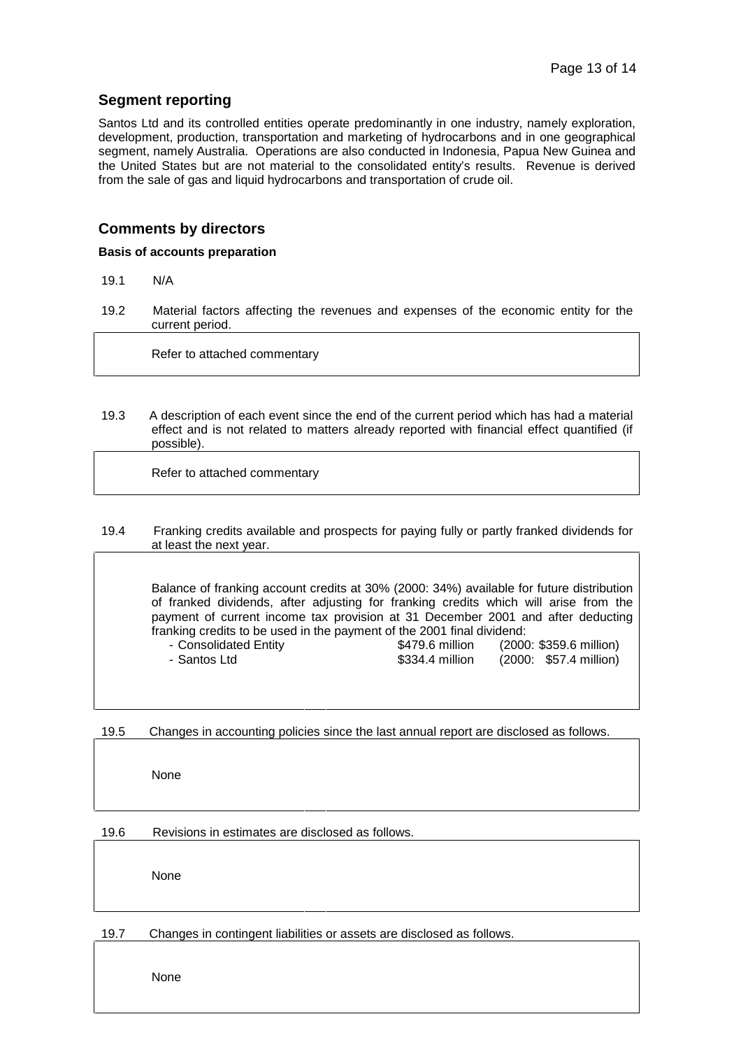## Segment reporting

Santos Ltd and its controlled entities operate predominantly in one industry, namely exploration, development, production, transportation and marketing of hydrocarbons and in one geographical segment, namely Australia. Operations are also conducted in Indonesia, Papua New Guinea and the United States but are not material to the consolidated entity's results. Revenue is derived from the sale of gas and liquid hydrocarbons and transportation of crude oil.

## Comments by directors

### Basis of accounts preparation

19.1 N/A

19.2 Material factors affecting the revenues and expenses of the economic entity for the current period.

Refer to attached commentary

19.3 A description of each event since the end of the current period which has had a material effect and is not related to matters already reported with financial effect quantified (if possible).

Refer to attached commentary

19.4 Franking credits available and prospects for paying fully or partly franked dividends for at least the next year.

Balance of franking account credits at 30% (2000: 34%) available for future distribution of franked dividends, after adjusting for franking credits which will arise from the payment of current income tax provision at 31 December 2001 and after deducting franking credits to be used in the payment of the 2001 final dividend:

| | | |
|---|---|---|
| - Consolidated Entity | \$479.6 million | (2000: \$359.6 million) |
| - Santos Ltd | \$334.4 million | (2000: \$57.4 million) |

19.5 Changes in accounting policies since the last annual report are disclosed as follows.

None

19.6 Revisions in estimates are disclosed as follows.

None

19.7 Changes in contingent liabilities or assets are disclosed as follows.

None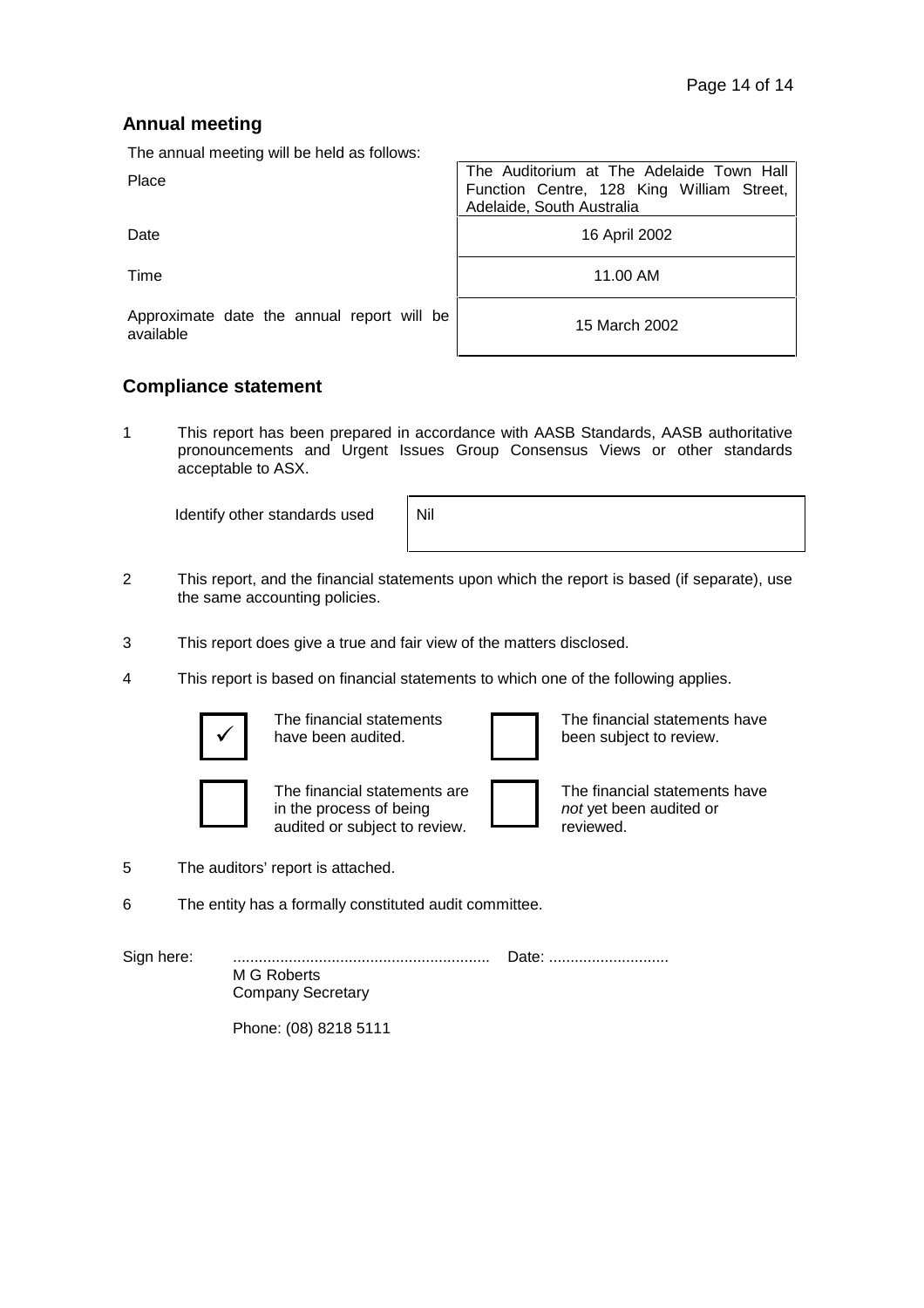## Annual meeting

The annual meeting will be held as follows:

| | |
|---|---|
| Place | The Auditorium at The Adelaide Town Hall Function Centre, 128 King William Street, Adelaide, South Australia |
| Date | 16 April 2002 |
| Time | 11.00 AM |
| Approximate date the annual report will be available | 15 March 2002 |

## Compliance statement

1. This report has been prepared in accordance with AASB Standards, AASB authoritative pronouncements and Urgent Issues Group Consensus Views or other standards acceptable to ASX.

   | Identify other standards used | Nil |
   |---|---|

2. This report, and the financial statements upon which the report is based (if separate), use the same accounting policies.

3. This report does give a true and fair view of the matters disclosed.

4. This report is based on financial statements to which one of the following applies.

   - [x] The financial statements have been audited.
   - [ ] The financial statements have been subject to review.
   - [ ] The financial statements are in the process of being audited or subject to review.
   - [ ] The financial statements have *not* yet been audited or reviewed.

5. The auditors' report is attached.

6. The entity has a formally constituted audit committee.

Sign here: ............................................................ Date: ............................

M G Roberts
Company Secretary

Phone: (08) 8218 5111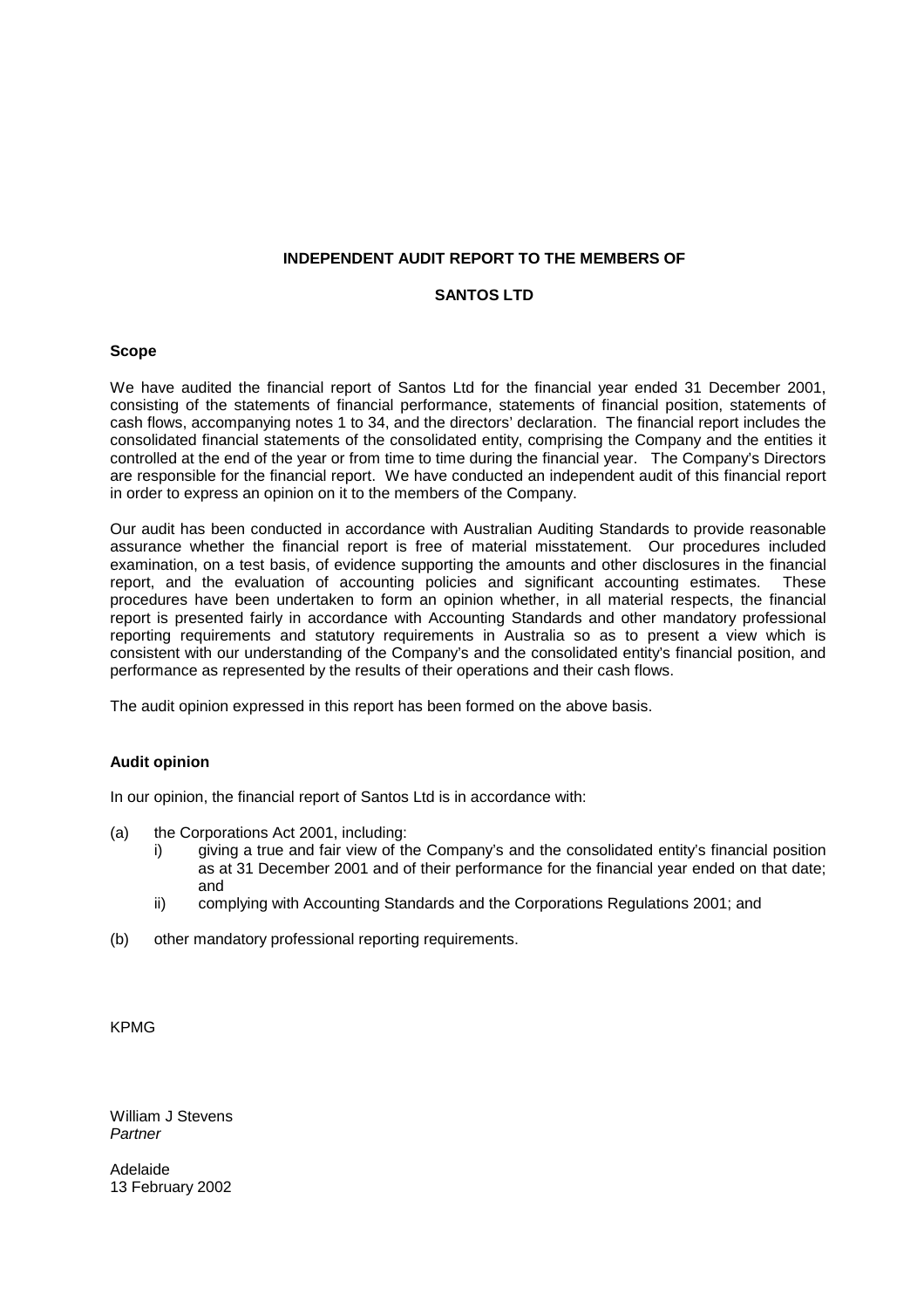## INDEPENDENT AUDIT REPORT TO THE MEMBERS OF

## SANTOS LTD

### Scope

We have audited the financial report of Santos Ltd for the financial year ended 31 December 2001, consisting of the statements of financial performance, statements of financial position, statements of cash flows, accompanying notes 1 to 34, and the directors' declaration. The financial report includes the consolidated financial statements of the consolidated entity, comprising the Company and the entities it controlled at the end of the year or from time to time during the financial year. The Company's Directors are responsible for the financial report. We have conducted an independent audit of this financial report in order to express an opinion on it to the members of the Company.

Our audit has been conducted in accordance with Australian Auditing Standards to provide reasonable assurance whether the financial report is free of material misstatement. Our procedures included examination, on a test basis, of evidence supporting the amounts and other disclosures in the financial report, and the evaluation of accounting policies and significant accounting estimates. These procedures have been undertaken to form an opinion whether, in all material respects, the financial report is presented fairly in accordance with Accounting Standards and other mandatory professional reporting requirements and statutory requirements in Australia so as to present a view which is consistent with our understanding of the Company's and the consolidated entity's financial position, and performance as represented by the results of their operations and their cash flows.

The audit opinion expressed in this report has been formed on the above basis.

### Audit opinion

In our opinion, the financial report of Santos Ltd is in accordance with:

(a) the Corporations Act 2001, including:
   - i) giving a true and fair view of the Company's and the consolidated entity's financial position as at 31 December 2001 and of their performance for the financial year ended on that date; and
   - ii) complying with Accounting Standards and the Corporations Regulations 2001; and

(b) other mandatory professional reporting requirements.

KPMG

William J Stevens
*Partner*

Adelaide
13 February 2002